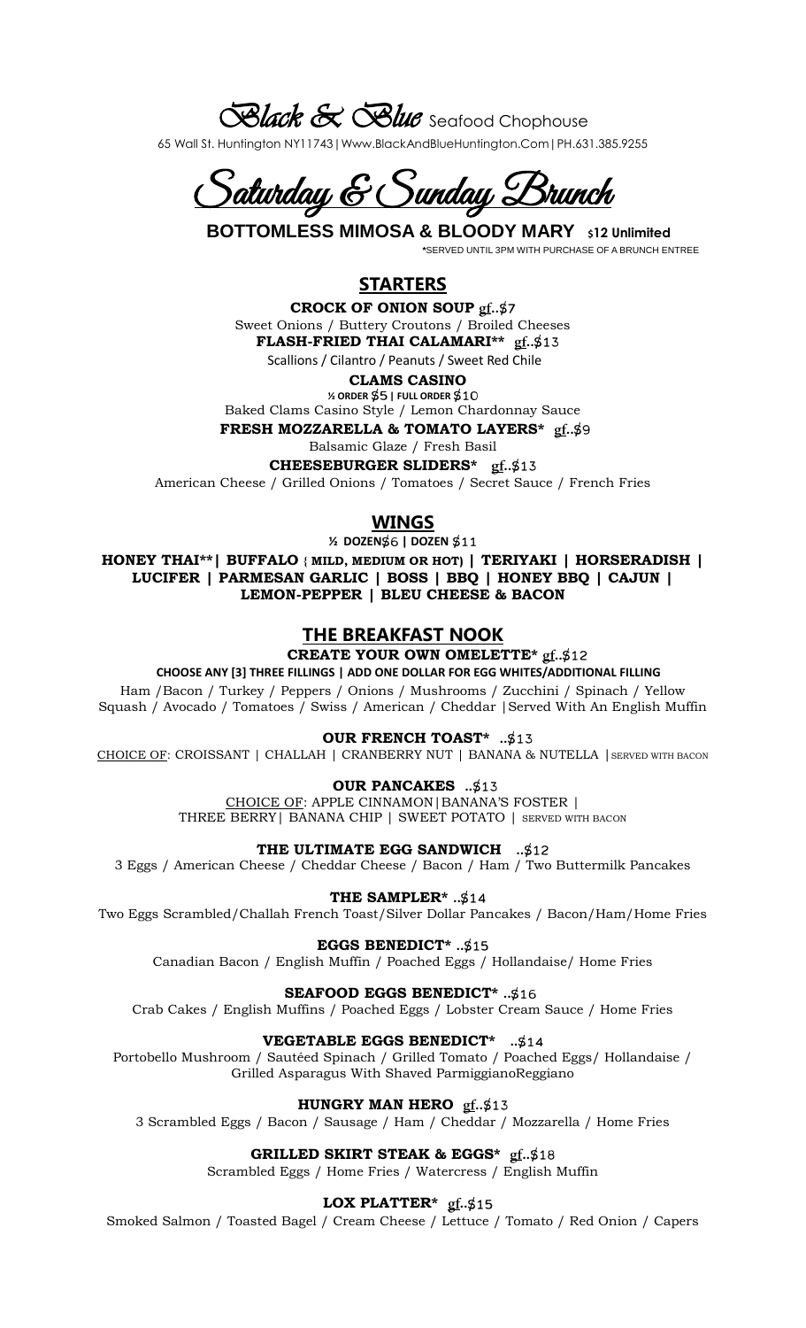# Black & Blue Seafood Chophouse

65 Wall St. Huntington NY11743 | Www.BlackAndBlueHuntington.Com | PH.631.385.9255

## Saturday & Sunday Brunch

**BOTTOMLESS MIMOSA & BLOODY MARY** $12 Unlimited

*SERVED UNTIL 3PM WITH PURCHASE OF A BRUNCH ENTREE

## STARTERS

**CROCK OF ONION SOUP** gf..$7
Sweet Onions / Buttery Croutons / Broiled Cheeses

**FLASH-FRIED THAI CALAMARI**** gf..$13
Scallions / Cilantro / Peanuts / Sweet Red Chile

**CLAMS CASINO**
½ ORDER $5 | FULL ORDER $10
Baked Clams Casino Style / Lemon Chardonnay Sauce

**FRESH MOZZARELLA & TOMATO LAYERS*** gf..$9
Balsamic Glaze / Fresh Basil

**CHEESEBURGER SLIDERS*** gf..$13
American Cheese / Grilled Onions / Tomatoes / Secret Sauce / French Fries

## WINGS

½ DOZEN$6 | DOZEN $11

**HONEY THAI** | BUFFALO (MILD, MEDIUM OR HOT) | TERIYAKI | HORSERADISH | LUCIFER | PARMESAN GARLIC | BOSS | BBQ | HONEY BBQ | CAJUN | LEMON-PEPPER | BLEU CHEESE & BACON**

## THE BREAKFAST NOOK

**CREATE YOUR OWN OMELETTE*** gf..$12
CHOOSE ANY [3] THREE FILLINGS | ADD ONE DOLLAR FOR EGG WHITES/ADDITIONAL FILLING
Ham /Bacon / Turkey / Peppers / Onions / Mushrooms / Zucchini / Spinach / Yellow Squash / Avocado / Tomatoes / Swiss / American / Cheddar |Served With An English Muffin

**OUR FRENCH TOAST*** ..$13
CHOICE OF: CROISSANT | CHALLAH | CRANBERRY NUT | BANANA & NUTELLA | SERVED WITH BACON

**OUR PANCAKES** ..$13
CHOICE OF: APPLE CINNAMON|BANANA'S FOSTER | THREE BERRY| BANANA CHIP | SWEET POTATO | SERVED WITH BACON

**THE ULTIMATE EGG SANDWICH** ..$12
3 Eggs / American Cheese / Cheddar Cheese / Bacon / Ham / Two Buttermilk Pancakes

**THE SAMPLER*** ..$14
Two Eggs Scrambled/Challah French Toast/Silver Dollar Pancakes / Bacon/Ham/Home Fries

**EGGS BENEDICT*** ..$15
Canadian Bacon / English Muffin / Poached Eggs / Hollandaise/ Home Fries

**SEAFOOD EGGS BENEDICT*** ..$16
Crab Cakes / English Muffins / Poached Eggs / Lobster Cream Sauce / Home Fries

**VEGETABLE EGGS BENEDICT*** ..$14
Portobello Mushroom / Sautéed Spinach / Grilled Tomato / Poached Eggs/ Hollandaise / Grilled Asparagus With Shaved ParmiggianoReggiano

**HUNGRY MAN HERO** gf..$13
3 Scrambled Eggs / Bacon / Sausage / Ham / Cheddar / Mozzarella / Home Fries

**GRILLED SKIRT STEAK & EGGS*** gf..$18
Scrambled Eggs / Home Fries / Watercress / English Muffin

**LOX PLATTER*** gf..$15
Smoked Salmon / Toasted Bagel / Cream Cheese / Lettuce / Tomato / Red Onion / Capers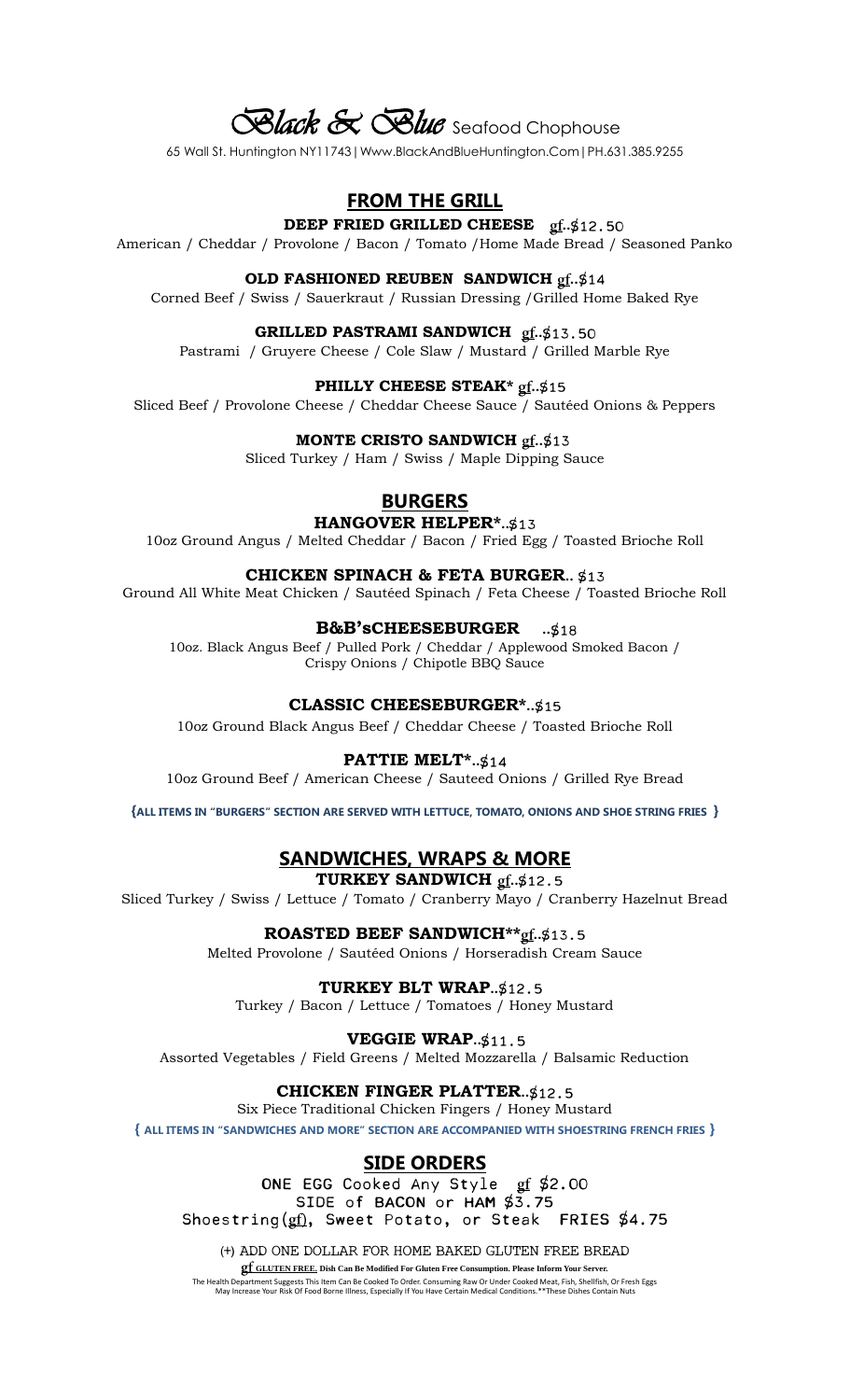# *Black & Blue* Seafood Chophouse

65 Wall St. Huntington NY11743|Www.BlackAndBlueHuntington.Com|PH.631.385.9255

## FROM THE GRILL

**DEEP FRIED GRILLED CHEESE** gf..$12.50

American / Cheddar / Provolone / Bacon / Tomato /Home Made Bread / Seasoned Panko

**OLD FASHIONED REUBEN SANDWICH** gf..$14

Corned Beef / Swiss / Sauerkraut / Russian Dressing /Grilled Home Baked Rye

**GRILLED PASTRAMI SANDWICH** gf..$13.50

Pastrami / Gruyere Cheese / Cole Slaw / Mustard / Grilled Marble Rye

**PHILLY CHEESE STEAK*** gf..$15

Sliced Beef / Provolone Cheese / Cheddar Cheese Sauce / Sautéed Onions & Peppers

**MONTE CRISTO SANDWICH** gf..$13

Sliced Turkey / Ham / Swiss / Maple Dipping Sauce

## BURGERS

**HANGOVER HELPER***..$13

10oz Ground Angus / Melted Cheddar / Bacon / Fried Egg / Toasted Brioche Roll

**CHICKEN SPINACH & FETA BURGER**.. $13

Ground All White Meat Chicken / Sautéed Spinach / Feta Cheese / Toasted Brioche Roll

**B&B'sCHEESEBURGER** ..$18

10oz. Black Angus Beef / Pulled Pork / Cheddar / Applewood Smoked Bacon / Crispy Onions / Chipotle BBQ Sauce

**CLASSIC CHEESEBURGER***..$15

10oz Ground Black Angus Beef / Cheddar Cheese / Toasted Brioche Roll

**PATTIE MELT***..$14

10oz Ground Beef / American Cheese / Sauteed Onions / Grilled Rye Bread

**{ALL ITEMS IN "BURGERS" SECTION ARE SERVED WITH LETTUCE, TOMATO, ONIONS AND SHOE STRING FRIES }**

## SANDWICHES, WRAPS & MORE

**TURKEY SANDWICH** gf..$12.5

Sliced Turkey / Swiss / Lettuce / Tomato / Cranberry Mayo / Cranberry Hazelnut Bread

**ROASTED BEEF SANDWICH****gf..$13.5

Melted Provolone / Sautéed Onions / Horseradish Cream Sauce

**TURKEY BLT WRAP**..$12.5

Turkey / Bacon / Lettuce / Tomatoes / Honey Mustard

**VEGGIE WRAP**..$11.5

Assorted Vegetables / Field Greens / Melted Mozzarella / Balsamic Reduction

**CHICKEN FINGER PLATTER**..$12.5

Six Piece Traditional Chicken Fingers / Honey Mustard

**{ ALL ITEMS IN "SANDWICHES AND MORE" SECTION ARE ACCOMPANIED WITH SHOESTRING FRENCH FRIES }**

## SIDE ORDERS

ONE EGG Cooked Any Style gf $2.00

SIDE of BACON or HAM $3.75

Shoestring(gf), Sweet Potato, or Steak FRIES $4.75

(+) ADD ONE DOLLAR FOR HOME BAKED GLUTEN FREE BREAD

**gf GLUTEN FREE. Dish Can Be Modified For Gluten Free Consumption. Please Inform Your Server.**

The Health Department Suggests This Item Can Be Cooked To Order. Consuming Raw Or Under Cooked Meat, Fish, Shellfish, Or Fresh Eggs May Increase Your Risk Of Food Borne Illness, Especially If You Have Certain Medical Conditions.**These Dishes Contain Nuts